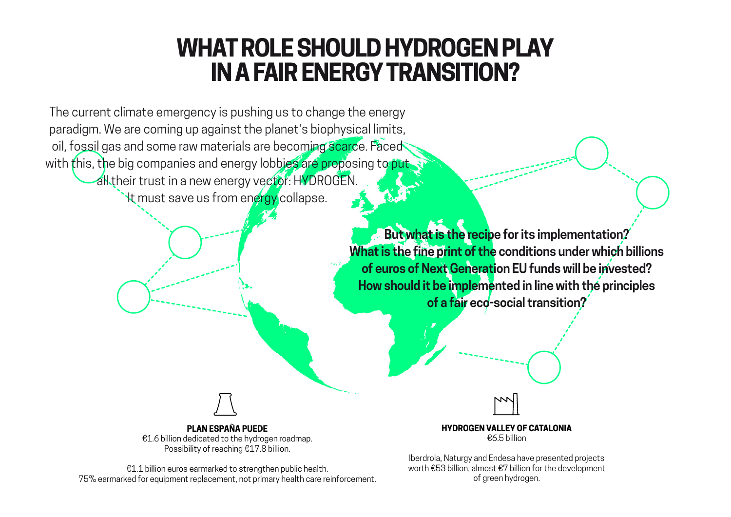# WHAT ROLE SHOULD HYDROGEN PLAY IN A FAIR ENERGY TRANSITION?

The current climate emergency is pushing us to change the energy paradigm. We are coming up against the planet's biophysical limits, oil, fossil gas and some raw materials are becoming scarce. Faced with this, the big companies and energy lobbies are proposing to put all their trust in a new energy vector: HYDROGEN. It must save us from energy collapse.

**But what is the recipe for its implementation? What is the fine print of the conditions under which billions of euros of Next Generation EU funds will be invested? How should it be implemented in line with the principles of a fair eco-social transition?**

**PLAN ESPAÑA PUEDE**

€1.6 billion dedicated to the hydrogen roadmap. Possibility of reaching €17.8 billion.

€1.1 billion euros earmarked to strengthen public health. 75% earmarked for equipment replacement, not primary health care reinforcement.

**HYDROGEN VALLEY OF CATALONIA**

€6.5 billion

Iberdrola, Naturgy and Endesa have presented projects worth €53 billion, almost €7 billion for the development of green hydrogen.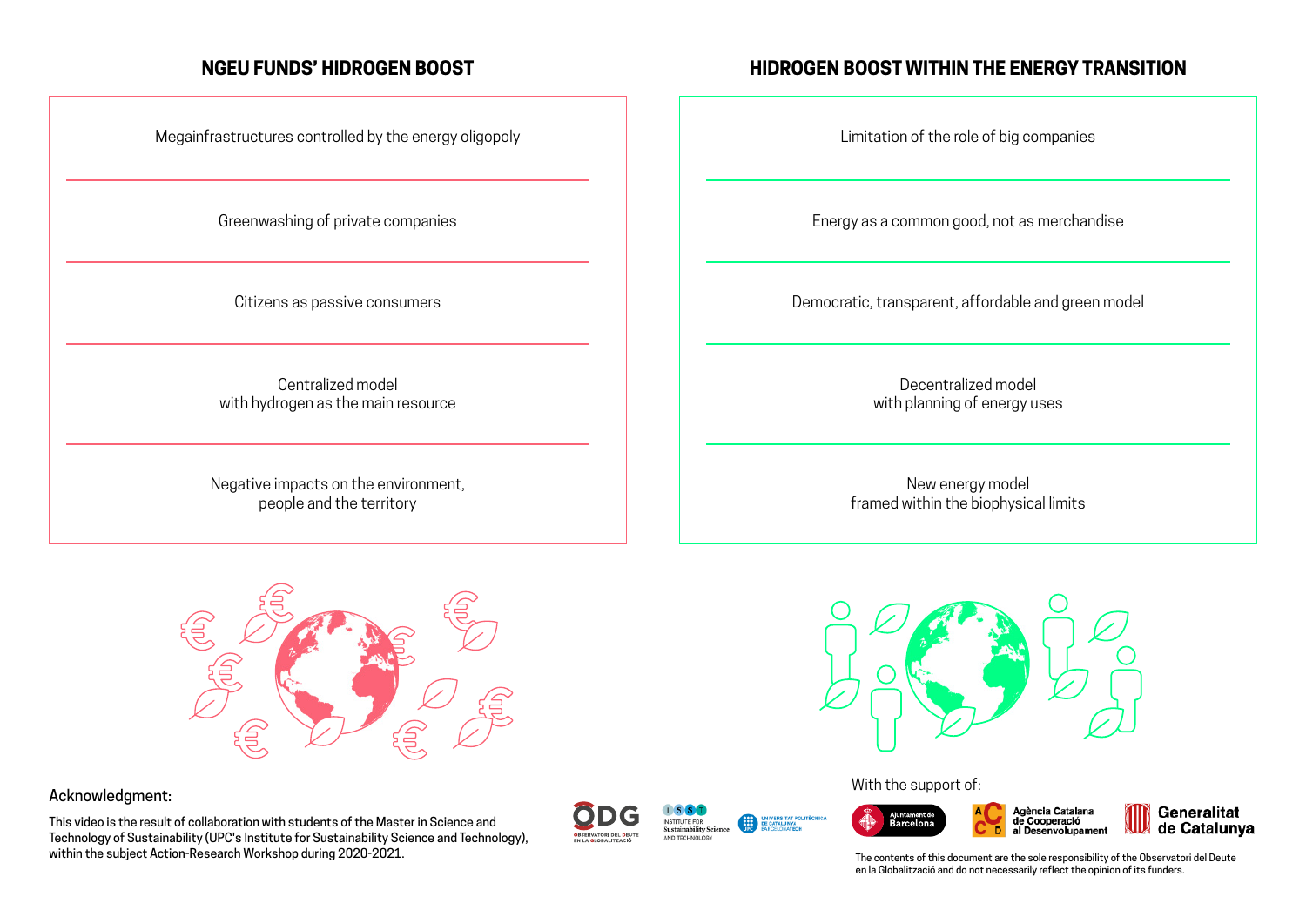## NGEU FUNDS' HIDROGEN BOOST

- Megainfrastructures controlled by the energy oligopoly
- Greenwashing of private companies
- Citizens as passive consumers
- Centralized model with hydrogen as the main resource
- Negative impacts on the environment, people and the territory

## HIDROGEN BOOST WITHIN THE ENERGY TRANSITION

- Limitation of the role of big companies
- Energy as a common good, not as merchandise
- Democratic, transparent, affordable and green model
- Decentralized model with planning of energy uses
- New energy model framed within the biophysical limits

Acknowledgment:

This video is the result of collaboration with students of the Master in Science and Technology of Sustainability (UPC's Institute for Sustainability Science and Technology), within the subject Action-Research Workshop during 2020-2021.

ODG Observatori del Deute en la Globalització

ISST Institute for Sustainability Science and Technology

Universitat Politècnica de Catalunya BarcelonaTech

With the support of:

Ajuntament de Barcelona

Agència Catalana de Cooperació al Desenvolupament

Generalitat de Catalunya

The contents of this document are the sole responsibility of the Observatori del Deute en la Globalització and do not necessarily reflect the opinion of its funders.